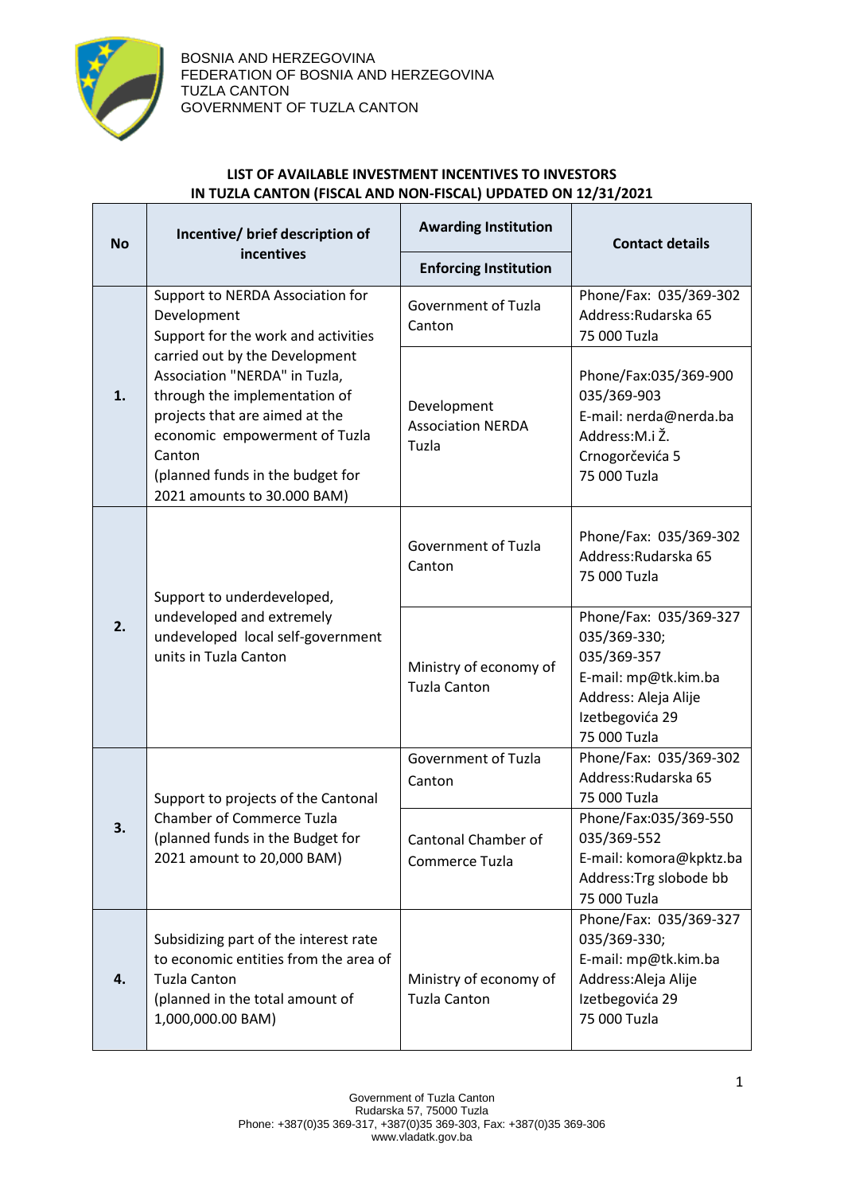BOSNIA AND HERZEGOVINA
FEDERATION OF BOSNIA AND HERZEGOVINA
TUZLA CANTON
GOVERNMENT OF TUZLA CANTON

**LIST OF AVAILABLE INVESTMENT INCENTIVES TO INVESTORS IN TUZLA CANTON (FISCAL AND NON-FISCAL) UPDATED ON 12/31/2021**

| No | Incentive/ brief description of incentives | Awarding Institution / Enforcing Institution | Contact details |
|---|---|---|---|
| **1.** | Support to NERDA Association for Development<br>Support for the work and activities carried out by the Development Association "NERDA" in Tuzla, through the implementation of projects that are aimed at the economic empowerment of Tuzla Canton<br>(planned funds in the budget for 2021 amounts to 30.000 BAM) | Government of Tuzla Canton | Phone/Fax: 035/369-302<br>Address:Rudarska 65<br>75 000 Tuzla |
| | | Development Association NERDA Tuzla | Phone/Fax:035/369-900<br>035/369-903<br>E-mail: nerda@nerda.ba<br>Address:M.i Ž. Crnogorčevića 5<br>75 000 Tuzla |
| **2.** | Support to underdeveloped, undeveloped and extremely undeveloped local self-government units in Tuzla Canton | Government of Tuzla Canton | Phone/Fax: 035/369-302<br>Address:Rudarska 65<br>75 000 Tuzla |
| | | Ministry of economy of Tuzla Canton | Phone/Fax: 035/369-327<br>035/369-330;<br>035/369-357<br>E-mail: mp@tk.kim.ba<br>Address: Aleja Alije Izetbegovića 29<br>75 000 Tuzla |
| **3.** | Support to projects of the Cantonal Chamber of Commerce Tuzla<br>(planned funds in the Budget for 2021 amount to 20,000 BAM) | Government of Tuzla Canton | Phone/Fax: 035/369-302<br>Address:Rudarska 65<br>75 000 Tuzla |
| | | Cantonal Chamber of Commerce Tuzla | Phone/Fax:035/369-550<br>035/369-552<br>E-mail: komora@kpktz.ba<br>Address:Trg slobode bb<br>75 000 Tuzla |
| **4.** | Subsidizing part of the interest rate to economic entities from the area of Tuzla Canton<br>(planned in the total amount of 1,000,000.00 BAM) | Ministry of economy of Tuzla Canton | Phone/Fax: 035/369-327<br>035/369-330;<br>E-mail: mp@tk.kim.ba<br>Address:Aleja Alije Izetbegovića 29<br>75 000 Tuzla |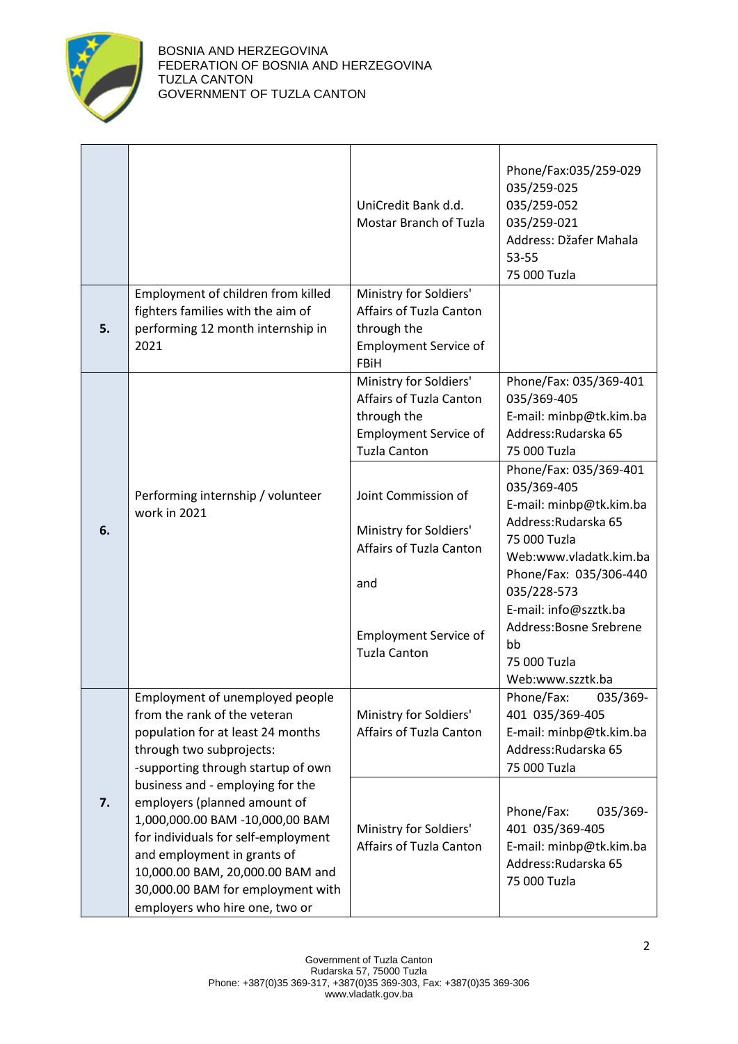BOSNIA AND HERZEGOVINA
FEDERATION OF BOSNIA AND HERZEGOVINA
TUZLA CANTON
GOVERNMENT OF TUZLA CANTON

| | | | |
|---|---|---|---|
| | | UniCredit Bank d.d. Mostar Branch of Tuzla | Phone/Fax:035/259-029 035/259-025 035/259-052 035/259-021 Address: Džafer Mahala 53-55 75 000 Tuzla |
| 5. | Employment of children from killed fighters families with the aim of performing 12 month internship in 2021 | Ministry for Soldiers' Affairs of Tuzla Canton through the Employment Service of FBiH | |
| 6. | Performing internship / volunteer work in 2021 | Ministry for Soldiers' Affairs of Tuzla Canton through the Employment Service of Tuzla Canton | Phone/Fax: 035/369-401 035/369-405 E-mail: minbp@tk.kim.ba Address:Rudarska 65 75 000 Tuzla |
| | | Joint Commission of Ministry for Soldiers' Affairs of Tuzla Canton and Employment Service of Tuzla Canton | Phone/Fax: 035/369-401 035/369-405 E-mail: minbp@tk.kim.ba Address:Rudarska 65 75 000 Tuzla Web:www.vladatk.kim.ba Phone/Fax: 035/306-440 035/228-573 E-mail: info@szztk.ba Address:Bosne Srebrene bb 75 000 Tuzla Web:www.szztk.ba |
| 7. | Employment of unemployed people from the rank of the veteran population for at least 24 months through two subprojects: -supporting through startup of own business and - employing for the employers (planned amount of 1,000,000.00 BAM -10,000,00 BAM for individuals for self-employment and employment in grants of 10,000.00 BAM, 20,000.00 BAM and 30,000.00 BAM for employment with employers who hire one, two or | Ministry for Soldiers' Affairs of Tuzla Canton | Phone/Fax: 035/369-401 035/369-405 E-mail: minbp@tk.kim.ba Address:Rudarska 65 75 000 Tuzla |
| | | Ministry for Soldiers' Affairs of Tuzla Canton | Phone/Fax: 035/369-401 035/369-405 E-mail: minbp@tk.kim.ba Address:Rudarska 65 75 000 Tuzla |

Government of Tuzla Canton
Rudarska 57, 75000 Tuzla
Phone: +387(0)35 369-317, +387(0)35 369-303, Fax: +387(0)35 369-306
www.vladatk.gov.ba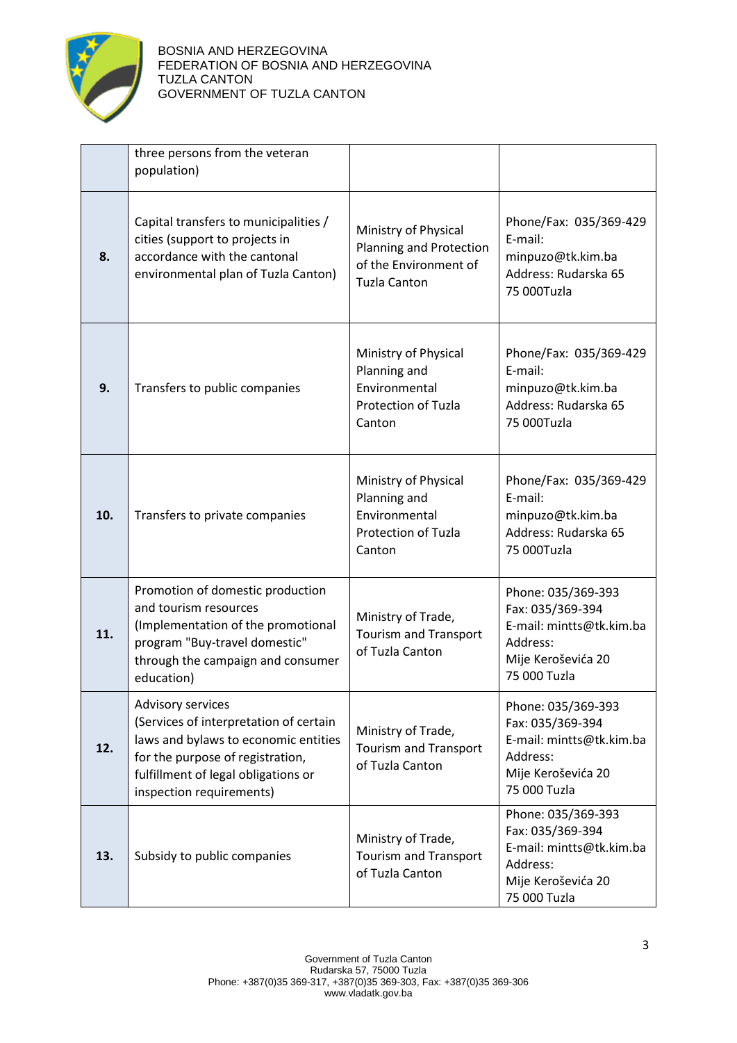|  |  |  |  |
|---|---|---|---|
|  | three persons from the veteran population) |  |  |
| **8.** | Capital transfers to municipalities / cities (support to projects in accordance with the cantonal environmental plan of Tuzla Canton) | Ministry of Physical Planning and Protection of the Environment of Tuzla Canton | Phone/Fax: 035/369-429<br>E-mail: minpuzo@tk.kim.ba<br>Address: Rudarska 65<br>75 000Tuzla |
| **9.** | Transfers to public companies | Ministry of Physical Planning and Environmental Protection of Tuzla Canton | Phone/Fax: 035/369-429<br>E-mail: minpuzo@tk.kim.ba<br>Address: Rudarska 65<br>75 000Tuzla |
| **10.** | Transfers to private companies | Ministry of Physical Planning and Environmental Protection of Tuzla Canton | Phone/Fax: 035/369-429<br>E-mail: minpuzo@tk.kim.ba<br>Address: Rudarska 65<br>75 000Tuzla |
| **11.** | Promotion of domestic production and tourism resources (Implementation of the promotional program "Buy-travel domestic" through the campaign and consumer education) | Ministry of Trade, Tourism and Transport of Tuzla Canton | Phone: 035/369-393<br>Fax: 035/369-394<br>E-mail: mintts@tk.kim.ba<br>Address:<br>Mije Keroševića 20<br>75 000 Tuzla |
| **12.** | Advisory services (Services of interpretation of certain laws and bylaws to economic entities for the purpose of registration, fulfillment of legal obligations or inspection requirements) | Ministry of Trade, Tourism and Transport of Tuzla Canton | Phone: 035/369-393<br>Fax: 035/369-394<br>E-mail: mintts@tk.kim.ba<br>Address:<br>Mije Keroševića 20<br>75 000 Tuzla |
| **13.** | Subsidy to public companies | Ministry of Trade, Tourism and Transport of Tuzla Canton | Phone: 035/369-393<br>Fax: 035/369-394<br>E-mail: mintts@tk.kim.ba<br>Address:<br>Mije Keroševića 20<br>75 000 Tuzla |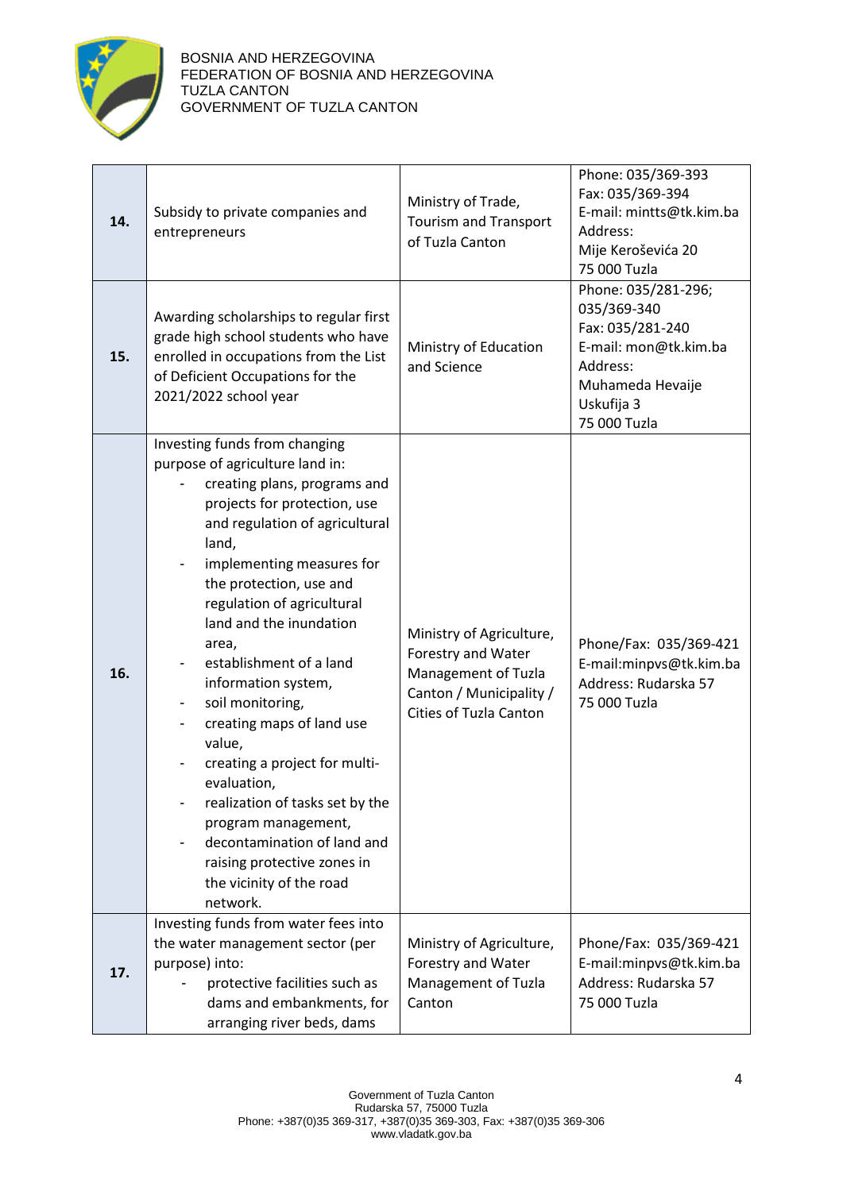| 14. | Subsidy to private companies and entrepreneurs | Ministry of Trade, Tourism and Transport of Tuzla Canton | Phone: 035/369-393<br>Fax: 035/369-394<br>E-mail: mintts@tk.kim.ba<br>Address:<br>Mije Keroševića 20<br>75 000 Tuzla |
|---|---|---|---|
| 15. | Awarding scholarships to regular first grade high school students who have enrolled in occupations from the List of Deficient Occupations for the 2021/2022 school year | Ministry of Education and Science | Phone: 035/281-296; 035/369-340<br>Fax: 035/281-240<br>E-mail: mon@tk.kim.ba<br>Address:<br>Muhameda Hevaije Uskufija 3<br>75 000 Tuzla |
| 16. | Investing funds from changing purpose of agriculture land in:<br>- creating plans, programs and projects for protection, use and regulation of agricultural land,<br>- implementing measures for the protection, use and regulation of agricultural land and the inundation area,<br>- establishment of a land information system,<br>- soil monitoring,<br>- creating maps of land use value,<br>- creating a project for multi-evaluation,<br>- realization of tasks set by the program management,<br>- decontamination of land and raising protective zones in the vicinity of the road network. | Ministry of Agriculture, Forestry and Water Management of Tuzla Canton / Municipality / Cities of Tuzla Canton | Phone/Fax: 035/369-421<br>E-mail:minpvs@tk.kim.ba<br>Address: Rudarska 57<br>75 000 Tuzla |
| 17. | Investing funds from water fees into the water management sector (per purpose) into:<br>- protective facilities such as dams and embankments, for arranging river beds, dams | Ministry of Agriculture, Forestry and Water Management of Tuzla Canton | Phone/Fax: 035/369-421<br>E-mail:minpvs@tk.kim.ba<br>Address: Rudarska 57<br>75 000 Tuzla |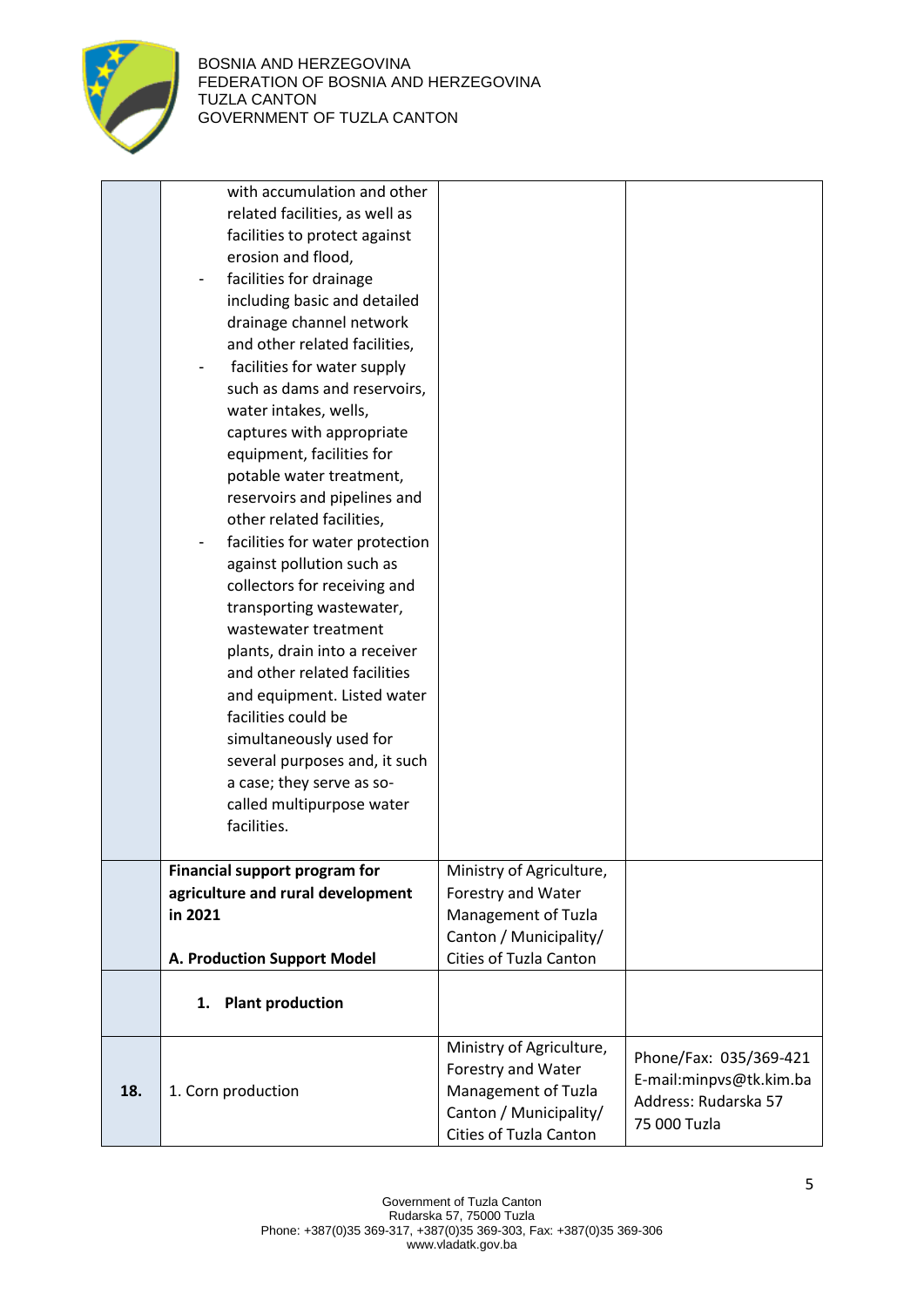| | | | |
|---|---|---|---|
| | with accumulation and other related facilities, as well as facilities to protect against erosion and flood,<br>- facilities for drainage including basic and detailed drainage channel network and other related facilities,<br>- facilities for water supply such as dams and reservoirs, water intakes, wells, captures with appropriate equipment, facilities for potable water treatment, reservoirs and pipelines and other related facilities,<br>- facilities for water protection against pollution such as collectors for receiving and transporting wastewater, wastewater treatment plants, drain into a receiver and other related facilities and equipment. Listed water facilities could be simultaneously used for several purposes and, it such a case; they serve as so-called multipurpose water facilities. | | |
| | **Financial support program for agriculture and rural development in 2021**<br><br>**A. Production Support Model** | Ministry of Agriculture, Forestry and Water Management of Tuzla Canton / Municipality/ Cities of Tuzla Canton | |
| | **1. Plant production** | | |
| **18.** | 1. Corn production | Ministry of Agriculture, Forestry and Water Management of Tuzla Canton / Municipality/ Cities of Tuzla Canton | Phone/Fax: 035/369-421<br>E-mail:minpvs@tk.kim.ba<br>Address: Rudarska 57<br>75 000 Tuzla |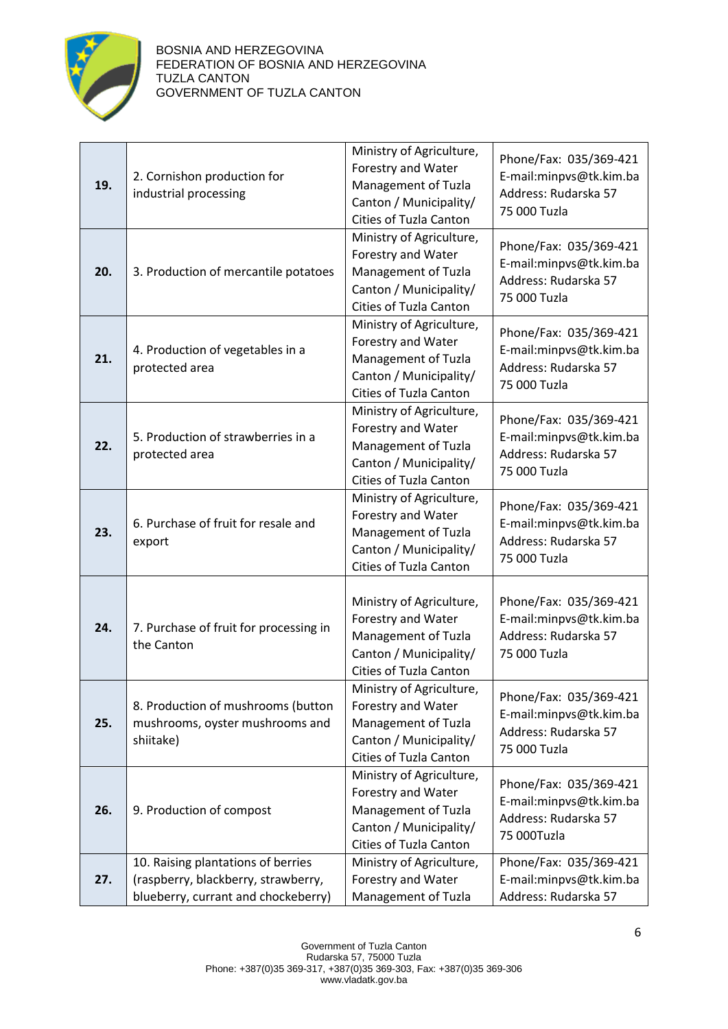| | | | |
|---|---|---|---|
| **19.** | 2. Cornishon production for industrial processing | Ministry of Agriculture, Forestry and Water Management of Tuzla Canton / Municipality/ Cities of Tuzla Canton | Phone/Fax: 035/369-421 E-mail:minpvs@tk.kim.ba Address: Rudarska 57 75 000 Tuzla |
| **20.** | 3. Production of mercantile potatoes | Ministry of Agriculture, Forestry and Water Management of Tuzla Canton / Municipality/ Cities of Tuzla Canton | Phone/Fax: 035/369-421 E-mail:minpvs@tk.kim.ba Address: Rudarska 57 75 000 Tuzla |
| **21.** | 4. Production of vegetables in a protected area | Ministry of Agriculture, Forestry and Water Management of Tuzla Canton / Municipality/ Cities of Tuzla Canton | Phone/Fax: 035/369-421 E-mail:minpvs@tk.kim.ba Address: Rudarska 57 75 000 Tuzla |
| **22.** | 5. Production of strawberries in a protected area | Ministry of Agriculture, Forestry and Water Management of Tuzla Canton / Municipality/ Cities of Tuzla Canton | Phone/Fax: 035/369-421 E-mail:minpvs@tk.kim.ba Address: Rudarska 57 75 000 Tuzla |
| **23.** | 6. Purchase of fruit for resale and export | Ministry of Agriculture, Forestry and Water Management of Tuzla Canton / Municipality/ Cities of Tuzla Canton | Phone/Fax: 035/369-421 E-mail:minpvs@tk.kim.ba Address: Rudarska 57 75 000 Tuzla |
| **24.** | 7. Purchase of fruit for processing in the Canton | Ministry of Agriculture, Forestry and Water Management of Tuzla Canton / Municipality/ Cities of Tuzla Canton | Phone/Fax: 035/369-421 E-mail:minpvs@tk.kim.ba Address: Rudarska 57 75 000 Tuzla |
| **25.** | 8. Production of mushrooms (button mushrooms, oyster mushrooms and shiitake) | Ministry of Agriculture, Forestry and Water Management of Tuzla Canton / Municipality/ Cities of Tuzla Canton | Phone/Fax: 035/369-421 E-mail:minpvs@tk.kim.ba Address: Rudarska 57 75 000 Tuzla |
| **26.** | 9. Production of compost | Ministry of Agriculture, Forestry and Water Management of Tuzla Canton / Municipality/ Cities of Tuzla Canton | Phone/Fax: 035/369-421 E-mail:minpvs@tk.kim.ba Address: Rudarska 57 75 000Tuzla |
| **27.** | 10. Raising plantations of berries (raspberry, blackberry, strawberry, blueberry, currant and chockeberry) | Ministry of Agriculture, Forestry and Water Management of Tuzla | Phone/Fax: 035/369-421 E-mail:minpvs@tk.kim.ba Address: Rudarska 57 |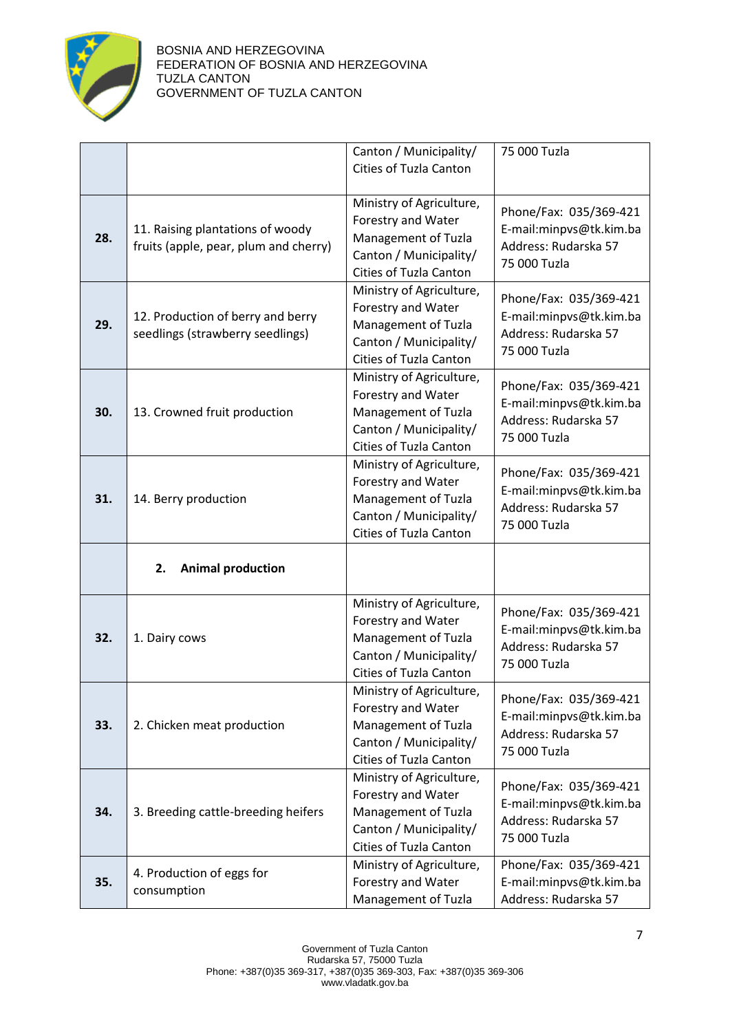|  |  |  |  |
|---|---|---|---|
|  |  | Canton / Municipality/ Cities of Tuzla Canton | 75 000 Tuzla |
| **28.** | 11. Raising plantations of woody fruits (apple, pear, plum and cherry) | Ministry of Agriculture, Forestry and Water Management of Tuzla Canton / Municipality/ Cities of Tuzla Canton | Phone/Fax: 035/369-421 E-mail:minpvs@tk.kim.ba Address: Rudarska 57 75 000 Tuzla |
| **29.** | 12. Production of berry and berry seedlings (strawberry seedlings) | Ministry of Agriculture, Forestry and Water Management of Tuzla Canton / Municipality/ Cities of Tuzla Canton | Phone/Fax: 035/369-421 E-mail:minpvs@tk.kim.ba Address: Rudarska 57 75 000 Tuzla |
| **30.** | 13. Crowned fruit production | Ministry of Agriculture, Forestry and Water Management of Tuzla Canton / Municipality/ Cities of Tuzla Canton | Phone/Fax: 035/369-421 E-mail:minpvs@tk.kim.ba Address: Rudarska 57 75 000 Tuzla |
| **31.** | 14. Berry production | Ministry of Agriculture, Forestry and Water Management of Tuzla Canton / Municipality/ Cities of Tuzla Canton | Phone/Fax: 035/369-421 E-mail:minpvs@tk.kim.ba Address: Rudarska 57 75 000 Tuzla |
|  | **2. Animal production** |  |  |
| **32.** | 1. Dairy cows | Ministry of Agriculture, Forestry and Water Management of Tuzla Canton / Municipality/ Cities of Tuzla Canton | Phone/Fax: 035/369-421 E-mail:minpvs@tk.kim.ba Address: Rudarska 57 75 000 Tuzla |
| **33.** | 2. Chicken meat production | Ministry of Agriculture, Forestry and Water Management of Tuzla Canton / Municipality/ Cities of Tuzla Canton | Phone/Fax: 035/369-421 E-mail:minpvs@tk.kim.ba Address: Rudarska 57 75 000 Tuzla |
| **34.** | 3. Breeding cattle-breeding heifers | Ministry of Agriculture, Forestry and Water Management of Tuzla Canton / Municipality/ Cities of Tuzla Canton | Phone/Fax: 035/369-421 E-mail:minpvs@tk.kim.ba Address: Rudarska 57 75 000 Tuzla |
| **35.** | 4. Production of eggs for consumption | Ministry of Agriculture, Forestry and Water Management of Tuzla | Phone/Fax: 035/369-421 E-mail:minpvs@tk.kim.ba Address: Rudarska 57 |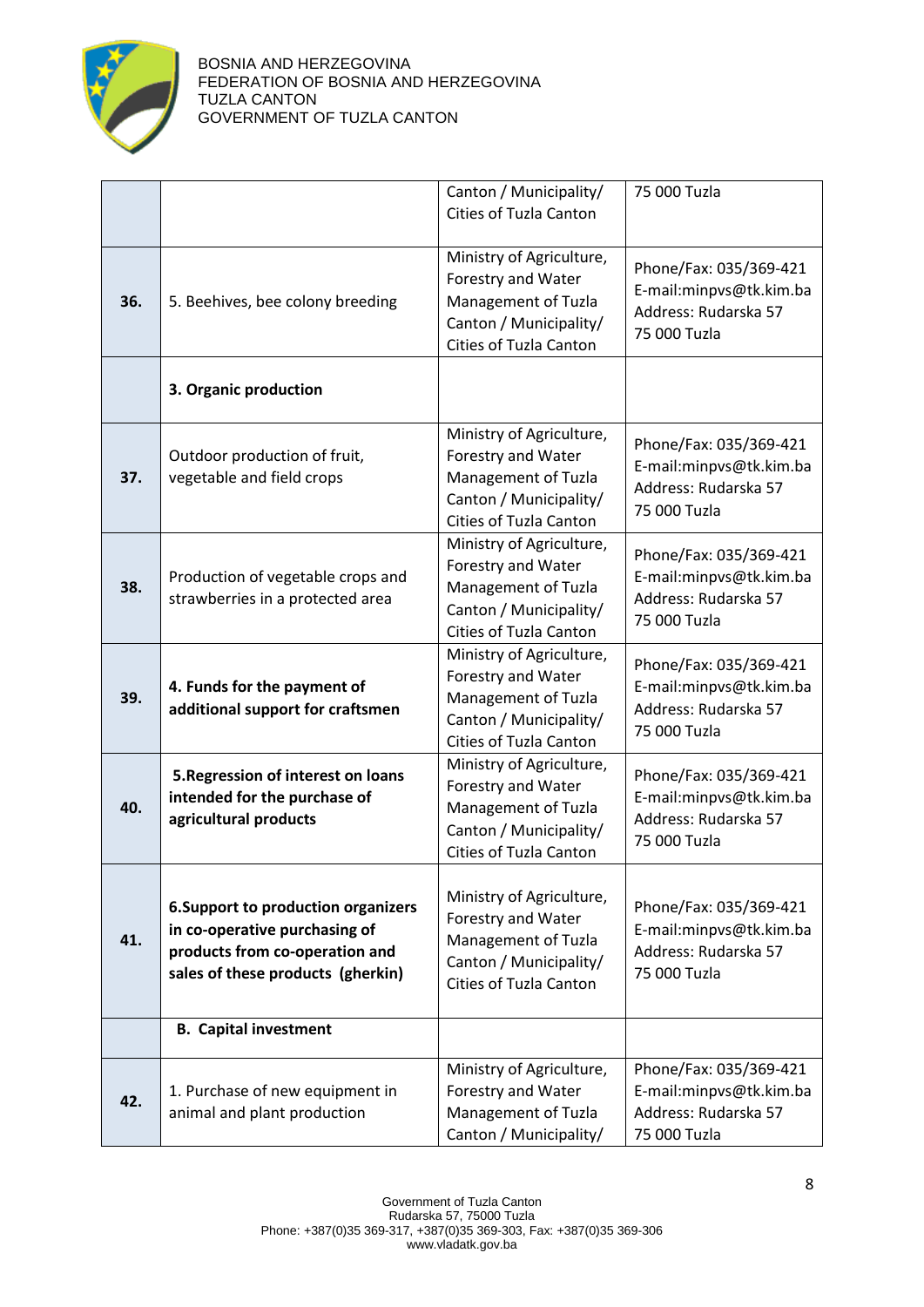| | | | |
|---|---|---|---|
| | | Canton / Municipality/ Cities of Tuzla Canton | 75 000 Tuzla |
| **36.** | 5. Beehives, bee colony breeding | Ministry of Agriculture, Forestry and Water Management of Tuzla Canton / Municipality/ Cities of Tuzla Canton | Phone/Fax: 035/369-421 E-mail:minpvs@tk.kim.ba Address: Rudarska 57 75 000 Tuzla |
| | **3. Organic production** | | |
| **37.** | Outdoor production of fruit, vegetable and field crops | Ministry of Agriculture, Forestry and Water Management of Tuzla Canton / Municipality/ Cities of Tuzla Canton | Phone/Fax: 035/369-421 E-mail:minpvs@tk.kim.ba Address: Rudarska 57 75 000 Tuzla |
| **38.** | Production of vegetable crops and strawberries in a protected area | Ministry of Agriculture, Forestry and Water Management of Tuzla Canton / Municipality/ Cities of Tuzla Canton | Phone/Fax: 035/369-421 E-mail:minpvs@tk.kim.ba Address: Rudarska 57 75 000 Tuzla |
| **39.** | **4. Funds for the payment of additional support for craftsmen** | Ministry of Agriculture, Forestry and Water Management of Tuzla Canton / Municipality/ Cities of Tuzla Canton | Phone/Fax: 035/369-421 E-mail:minpvs@tk.kim.ba Address: Rudarska 57 75 000 Tuzla |
| **40.** | **5.Regression of interest on loans intended for the purchase of agricultural products** | Ministry of Agriculture, Forestry and Water Management of Tuzla Canton / Municipality/ Cities of Tuzla Canton | Phone/Fax: 035/369-421 E-mail:minpvs@tk.kim.ba Address: Rudarska 57 75 000 Tuzla |
| **41.** | **6.Support to production organizers in co-operative purchasing of products from co-operation and sales of these products (gherkin)** | Ministry of Agriculture, Forestry and Water Management of Tuzla Canton / Municipality/ Cities of Tuzla Canton | Phone/Fax: 035/369-421 E-mail:minpvs@tk.kim.ba Address: Rudarska 57 75 000 Tuzla |
| | **B. Capital investment** | | |
| **42.** | 1. Purchase of new equipment in animal and plant production | Ministry of Agriculture, Forestry and Water Management of Tuzla Canton / Municipality/ | Phone/Fax: 035/369-421 E-mail:minpvs@tk.kim.ba Address: Rudarska 57 75 000 Tuzla |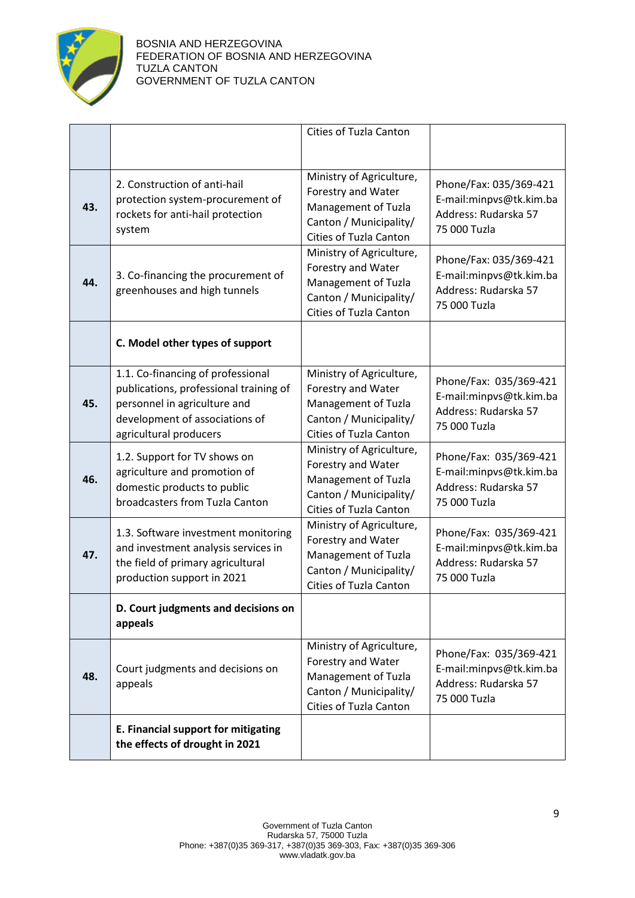BOSNIA AND HERZEGOVINA
FEDERATION OF BOSNIA AND HERZEGOVINA
TUZLA CANTON
GOVERNMENT OF TUZLA CANTON

| | | | |
|---|---|---|---|
| | | Cities of Tuzla Canton | |
| **43.** | 2. Construction of anti-hail protection system-procurement of rockets for anti-hail protection system | Ministry of Agriculture, Forestry and Water Management of Tuzla Canton / Municipality/ Cities of Tuzla Canton | Phone/Fax: 035/369-421 E-mail:minpvs@tk.kim.ba Address: Rudarska 57 75 000 Tuzla |
| **44.** | 3. Co-financing the procurement of greenhouses and high tunnels | Ministry of Agriculture, Forestry and Water Management of Tuzla Canton / Municipality/ Cities of Tuzla Canton | Phone/Fax: 035/369-421 E-mail:minpvs@tk.kim.ba Address: Rudarska 57 75 000 Tuzla |
| | **C. Model other types of support** | | |
| **45.** | 1.1. Co-financing of professional publications, professional training of personnel in agriculture and development of associations of agricultural producers | Ministry of Agriculture, Forestry and Water Management of Tuzla Canton / Municipality/ Cities of Tuzla Canton | Phone/Fax: 035/369-421 E-mail:minpvs@tk.kim.ba Address: Rudarska 57 75 000 Tuzla |
| **46.** | 1.2. Support for TV shows on agriculture and promotion of domestic products to public broadcasters from Tuzla Canton | Ministry of Agriculture, Forestry and Water Management of Tuzla Canton / Municipality/ Cities of Tuzla Canton | Phone/Fax: 035/369-421 E-mail:minpvs@tk.kim.ba Address: Rudarska 57 75 000 Tuzla |
| **47.** | 1.3. Software investment monitoring and investment analysis services in the field of primary agricultural production support in 2021 | Ministry of Agriculture, Forestry and Water Management of Tuzla Canton / Municipality/ Cities of Tuzla Canton | Phone/Fax: 035/369-421 E-mail:minpvs@tk.kim.ba Address: Rudarska 57 75 000 Tuzla |
| | **D. Court judgments and decisions on appeals** | | |
| **48.** | Court judgments and decisions on appeals | Ministry of Agriculture, Forestry and Water Management of Tuzla Canton / Municipality/ Cities of Tuzla Canton | Phone/Fax: 035/369-421 E-mail:minpvs@tk.kim.ba Address: Rudarska 57 75 000 Tuzla |
| | **E. Financial support for mitigating the effects of drought in 2021** | | |

Government of Tuzla Canton
Rudarska 57, 75000 Tuzla
Phone: +387(0)35 369-317, +387(0)35 369-303, Fax: +387(0)35 369-306
www.vladatk.gov.ba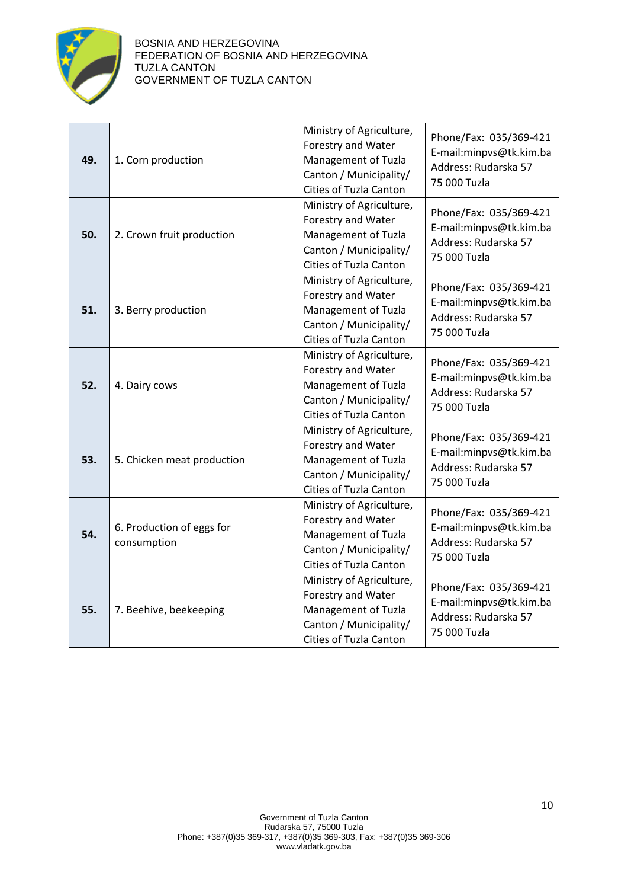| | | | |
|---|---|---|---|
| **49.** | 1. Corn production | Ministry of Agriculture, Forestry and Water Management of Tuzla Canton / Municipality/ Cities of Tuzla Canton | Phone/Fax: 035/369-421 E-mail:minpvs@tk.kim.ba Address: Rudarska 57 75 000 Tuzla |
| **50.** | 2. Crown fruit production | Ministry of Agriculture, Forestry and Water Management of Tuzla Canton / Municipality/ Cities of Tuzla Canton | Phone/Fax: 035/369-421 E-mail:minpvs@tk.kim.ba Address: Rudarska 57 75 000 Tuzla |
| **51.** | 3. Berry production | Ministry of Agriculture, Forestry and Water Management of Tuzla Canton / Municipality/ Cities of Tuzla Canton | Phone/Fax: 035/369-421 E-mail:minpvs@tk.kim.ba Address: Rudarska 57 75 000 Tuzla |
| **52.** | 4. Dairy cows | Ministry of Agriculture, Forestry and Water Management of Tuzla Canton / Municipality/ Cities of Tuzla Canton | Phone/Fax: 035/369-421 E-mail:minpvs@tk.kim.ba Address: Rudarska 57 75 000 Tuzla |
| **53.** | 5. Chicken meat production | Ministry of Agriculture, Forestry and Water Management of Tuzla Canton / Municipality/ Cities of Tuzla Canton | Phone/Fax: 035/369-421 E-mail:minpvs@tk.kim.ba Address: Rudarska 57 75 000 Tuzla |
| **54.** | 6. Production of eggs for consumption | Ministry of Agriculture, Forestry and Water Management of Tuzla Canton / Municipality/ Cities of Tuzla Canton | Phone/Fax: 035/369-421 E-mail:minpvs@tk.kim.ba Address: Rudarska 57 75 000 Tuzla |
| **55.** | 7. Beehive, beekeeping | Ministry of Agriculture, Forestry and Water Management of Tuzla Canton / Municipality/ Cities of Tuzla Canton | Phone/Fax: 035/369-421 E-mail:minpvs@tk.kim.ba Address: Rudarska 57 75 000 Tuzla |